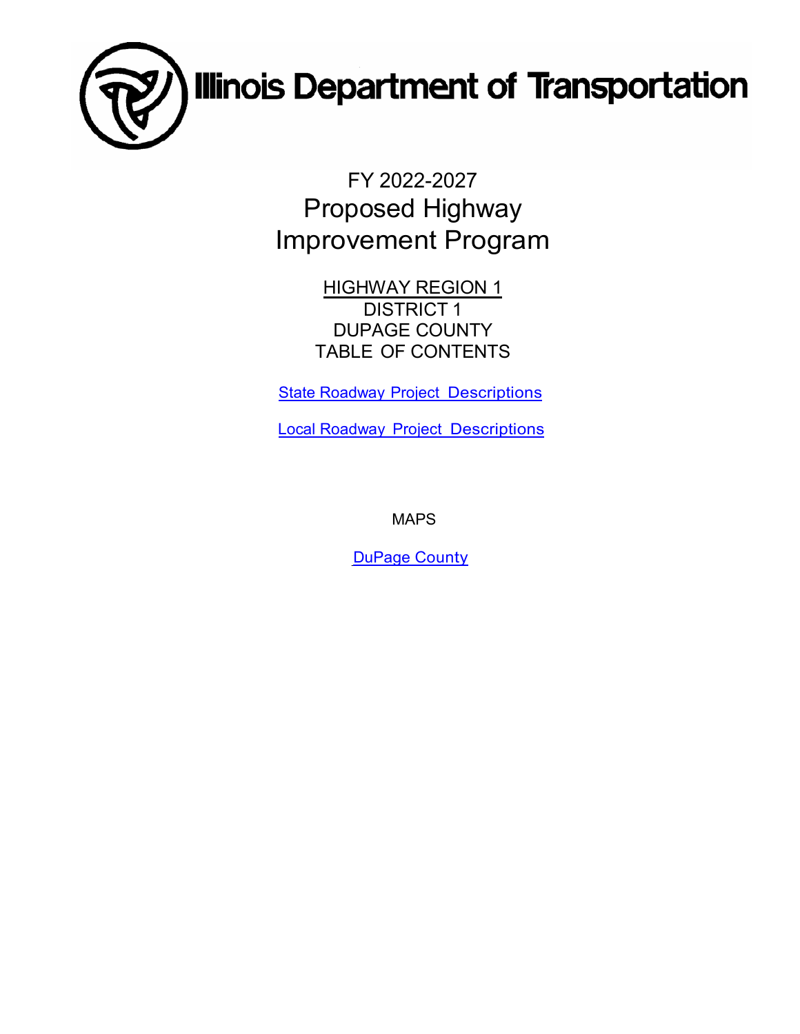# Illinois Department of Transportation

FY 2022-2027

## Proposed Highway Improvement Program

HIGHWAY REGION 1

DISTRICT 1

DUPAGE COUNTY

TABLE OF CONTENTS

State Roadway Project Descriptions

Local Roadway Project Descriptions

MAPS

DuPage County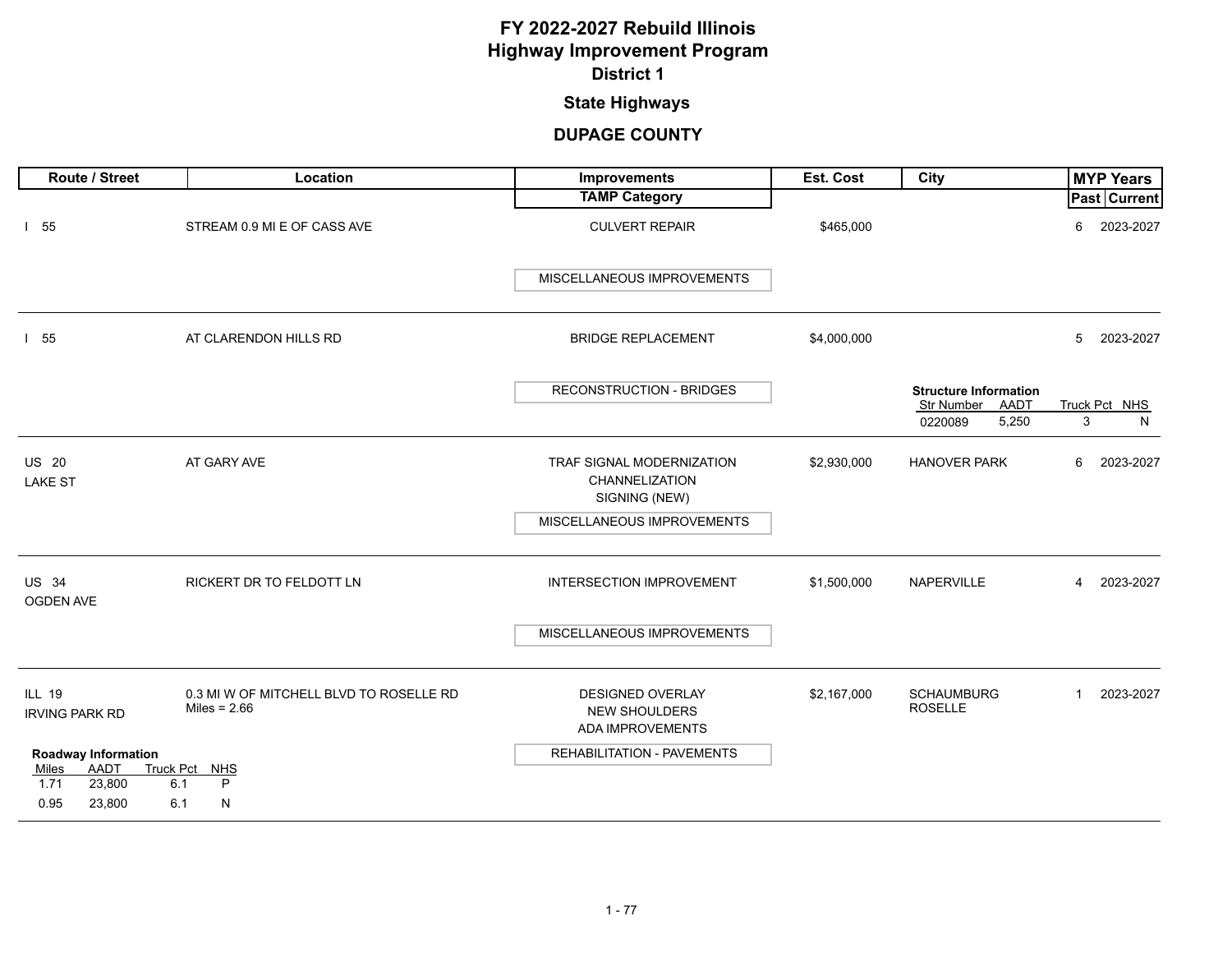# FY 2022-2027 Rebuild Illinois Highway Improvement Program
## District 1
### State Highways
### DUPAGE COUNTY

| Route / Street | Location | Improvements / TAMP Category | Est. Cost | City | MYP Years Past | MYP Years Current |
|---|---|---|---|---|---|---|
| I 55 | STREAM 0.9 MI E OF CASS AVE | CULVERT REPAIR<br>MISCELLANEOUS IMPROVEMENTS | $465,000 | | 6 | 2023-2027 |
| I 55 | AT CLARENDON HILLS RD | BRIDGE REPLACEMENT<br>RECONSTRUCTION - BRIDGES | $4,000,000 | **Structure Information**<br>Str Number: 0220089, AADT: 5,250, Truck Pct: 3, NHS: N | 5 | 2023-2027 |
| US 20<br>LAKE ST | AT GARY AVE | TRAF SIGNAL MODERNIZATION<br>CHANNELIZATION<br>SIGNING (NEW)<br>MISCELLANEOUS IMPROVEMENTS | $2,930,000 | HANOVER PARK | 6 | 2023-2027 |
| US 34<br>OGDEN AVE | RICKERT DR TO FELDOTT LN | INTERSECTION IMPROVEMENT<br>MISCELLANEOUS IMPROVEMENTS | $1,500,000 | NAPERVILLE | 4 | 2023-2027 |
| ILL 19<br>IRVING PARK RD | 0.3 MI W OF MITCHELL BLVD TO ROSELLE RD<br>Miles = 2.66 | DESIGNED OVERLAY<br>NEW SHOULDERS<br>ADA IMPROVEMENTS<br>REHABILITATION - PAVEMENTS | $2,167,000 | SCHAUMBURG<br>ROSELLE | 1 | 2023-2027 |

**Roadway Information** (ILL 19 / IRVING PARK RD)

| Miles | AADT | Truck Pct | NHS |
|---|---|---|---|
| 1.71 | 23,800 | 6.1 | P |
| 0.95 | 23,800 | 6.1 | N |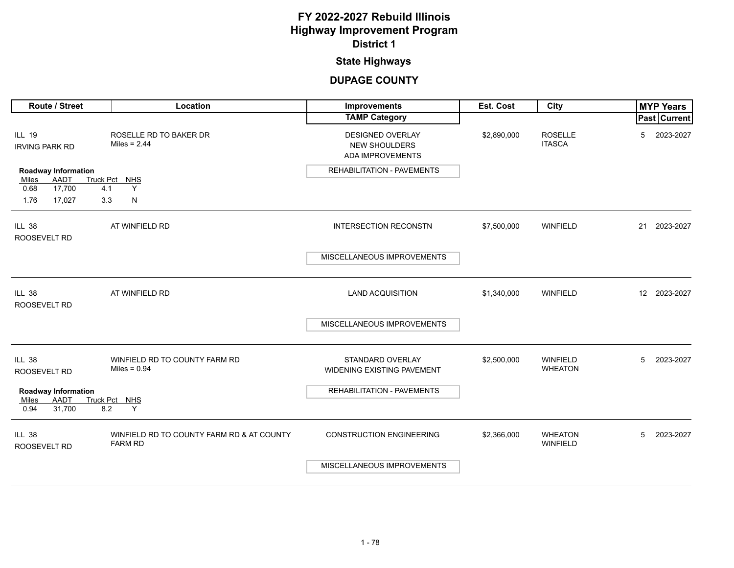# FY 2022-2027 Rebuild Illinois
# Highway Improvement Program
## District 1
### State Highways
### DUPAGE COUNTY

| Route / Street | Location | Improvements / TAMP Category | Est. Cost | City | MYP Years Past | MYP Years Current |
|---|---|---|---|---|---|---|
| ILL 19 IRVING PARK RD | ROSELLE RD TO BAKER DR Miles = 2.44 | DESIGNED OVERLAY NEW SHOULDERS ADA IMPROVEMENTS / REHABILITATION - PAVEMENTS | $2,890,000 | ROSELLE ITASCA | 5 | 2023-2027 |
| ILL 38 ROOSEVELT RD | AT WINFIELD RD | INTERSECTION RECONSTN / MISCELLANEOUS IMPROVEMENTS | $7,500,000 | WINFIELD | 21 | 2023-2027 |
| ILL 38 ROOSEVELT RD | AT WINFIELD RD | LAND ACQUISITION / MISCELLANEOUS IMPROVEMENTS | $1,340,000 | WINFIELD | 12 | 2023-2027 |
| ILL 38 ROOSEVELT RD | WINFIELD RD TO COUNTY FARM RD Miles = 0.94 | STANDARD OVERLAY WIDENING EXISTING PAVEMENT / REHABILITATION - PAVEMENTS | $2,500,000 | WINFIELD WHEATON | 5 | 2023-2027 |
| ILL 38 ROOSEVELT RD | WINFIELD RD TO COUNTY FARM RD & AT COUNTY FARM RD | CONSTRUCTION ENGINEERING / MISCELLANEOUS IMPROVEMENTS | $2,366,000 | WHEATON WINFIELD | 5 | 2023-2027 |

**Roadway Information** (ILL 19 IRVING PARK RD, ROSELLE RD TO BAKER DR)

| Miles | AADT | Truck Pct | NHS |
|---|---|---|---|
| 0.68 | 17,700 | 4.1 | Y |
| 1.76 | 17,027 | 3.3 | N |

**Roadway Information** (ILL 38 ROOSEVELT RD, WINFIELD RD TO COUNTY FARM RD)

| Miles | AADT | Truck Pct | NHS |
|---|---|---|---|
| 0.94 | 31,700 | 8.2 | Y |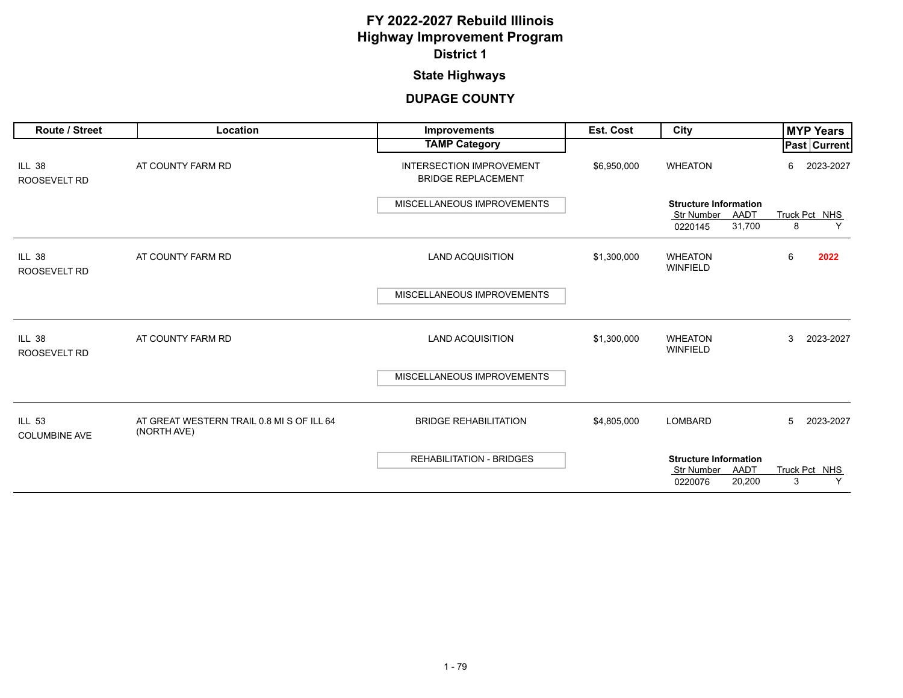# FY 2022-2027 Rebuild Illinois
# Highway Improvement Program
## District 1

### State Highways

### DUPAGE COUNTY

| Route / Street | Location | Improvements / TAMP Category | Est. Cost | City | MYP Years Past | MYP Years Current |
|---|---|---|---|---|---|---|
| ILL 38<br>ROOSEVELT RD | AT COUNTY FARM RD | INTERSECTION IMPROVEMENT<br>BRIDGE REPLACEMENT<br><br>MISCELLANEOUS IMPROVEMENTS | $6,950,000 | WHEATON<br><br>**Structure Information**<br>Str Number: 0220145<br>AADT: 31,700<br>Truck Pct: 8<br>NHS: Y | 6 | 2023-2027 |
| ILL 38<br>ROOSEVELT RD | AT COUNTY FARM RD | LAND ACQUISITION<br><br>MISCELLANEOUS IMPROVEMENTS | $1,300,000 | WHEATON<br>WINFIELD | 6 | **2022** |
| ILL 38<br>ROOSEVELT RD | AT COUNTY FARM RD | LAND ACQUISITION<br><br>MISCELLANEOUS IMPROVEMENTS | $1,300,000 | WHEATON<br>WINFIELD | 3 | 2023-2027 |
| ILL 53<br>COLUMBINE AVE | AT GREAT WESTERN TRAIL 0.8 MI S OF ILL 64 (NORTH AVE) | BRIDGE REHABILITATION<br><br>REHABILITATION - BRIDGES | $4,805,000 | LOMBARD<br><br>**Structure Information**<br>Str Number: 0220076<br>AADT: 20,200<br>Truck Pct: 3<br>NHS: Y | 5 | 2023-2027 |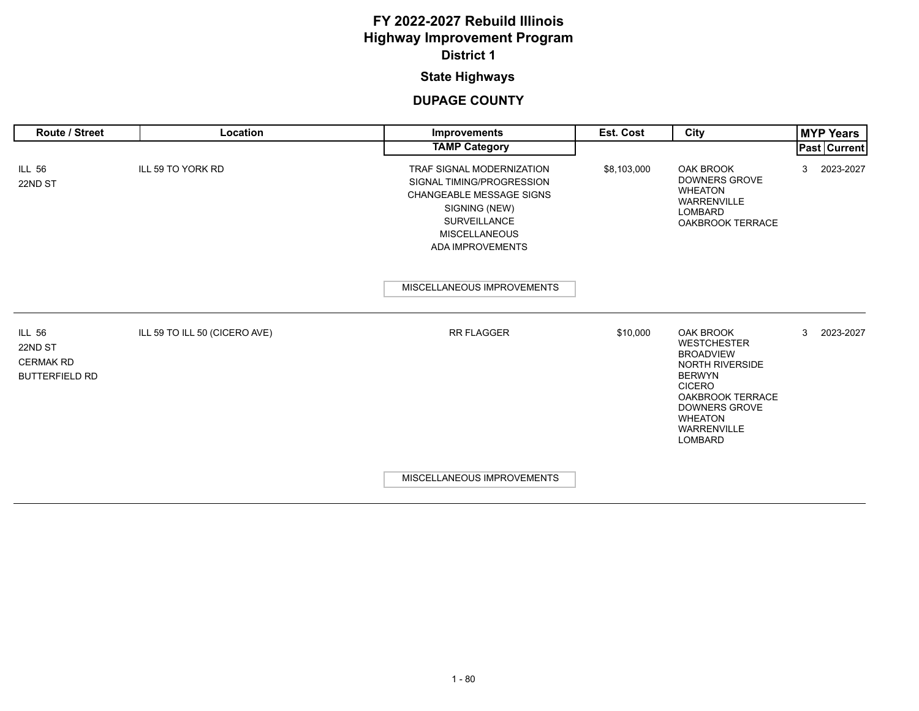# FY 2022-2027 Rebuild Illinois
# Highway Improvement Program
## District 1

### State Highways

### DUPAGE COUNTY

| Route / Street | Location | Improvements / TAMP Category | Est. Cost | City | MYP Years Past | MYP Years Current |
|---|---|---|---|---|---|---|
| ILL 56<br>22ND ST | ILL 59 TO YORK RD | TRAF SIGNAL MODERNIZATION<br>SIGNAL TIMING/PROGRESSION<br>CHANGEABLE MESSAGE SIGNS<br>SIGNING (NEW)<br>SURVEILLANCE<br>MISCELLANEOUS<br>ADA IMPROVEMENTS<br><br>MISCELLANEOUS IMPROVEMENTS | $8,103,000 | OAK BROOK<br>DOWNERS GROVE<br>WHEATON<br>WARRENVILLE<br>LOMBARD<br>OAKBROOK TERRACE | 3 | 2023-2027 |
| ILL 56<br>22ND ST<br>CERMAK RD<br>BUTTERFIELD RD | ILL 59 TO ILL 50 (CICERO AVE) | RR FLAGGER<br><br>MISCELLANEOUS IMPROVEMENTS | $10,000 | OAK BROOK<br>WESTCHESTER<br>BROADVIEW<br>NORTH RIVERSIDE<br>BERWYN<br>CICERO<br>OAKBROOK TERRACE<br>DOWNERS GROVE<br>WHEATON<br>WARRENVILLE<br>LOMBARD | 3 | 2023-2027 |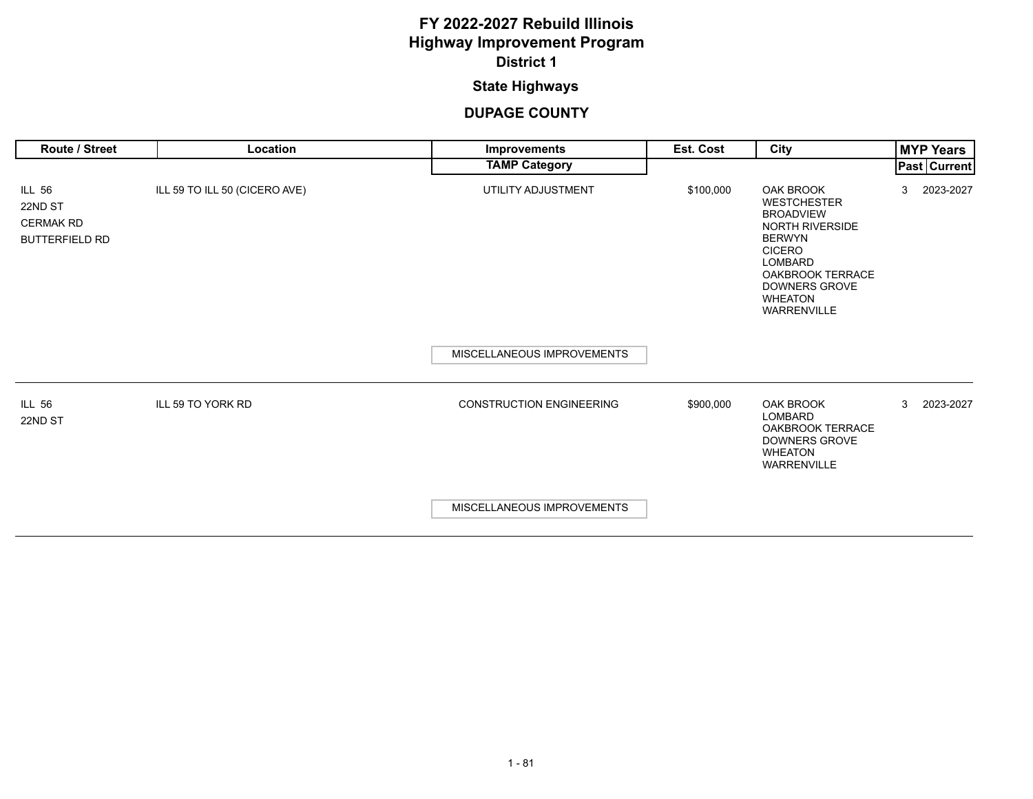# FY 2022-2027 Rebuild Illinois
# Highway Improvement Program
## District 1
### State Highways
### DUPAGE COUNTY

| Route / Street | Location | Improvements / TAMP Category | Est. Cost | City | MYP Years Past | MYP Years Current |
|---|---|---|---|---|---|---|
| ILL 56<br>22ND ST<br>CERMAK RD<br>BUTTERFIELD RD | ILL 59 TO ILL 50 (CICERO AVE) | UTILITY ADJUSTMENT<br>MISCELLANEOUS IMPROVEMENTS | $100,000 | OAK BROOK<br>WESTCHESTER<br>BROADVIEW<br>NORTH RIVERSIDE<br>BERWYN<br>CICERO<br>LOMBARD<br>OAKBROOK TERRACE<br>DOWNERS GROVE<br>WHEATON<br>WARRENVILLE | 3 | 2023-2027 |
| ILL 56<br>22ND ST | ILL 59 TO YORK RD | CONSTRUCTION ENGINEERING<br>MISCELLANEOUS IMPROVEMENTS | $900,000 | OAK BROOK<br>LOMBARD<br>OAKBROOK TERRACE<br>DOWNERS GROVE<br>WHEATON<br>WARRENVILLE | 3 | 2023-2027 |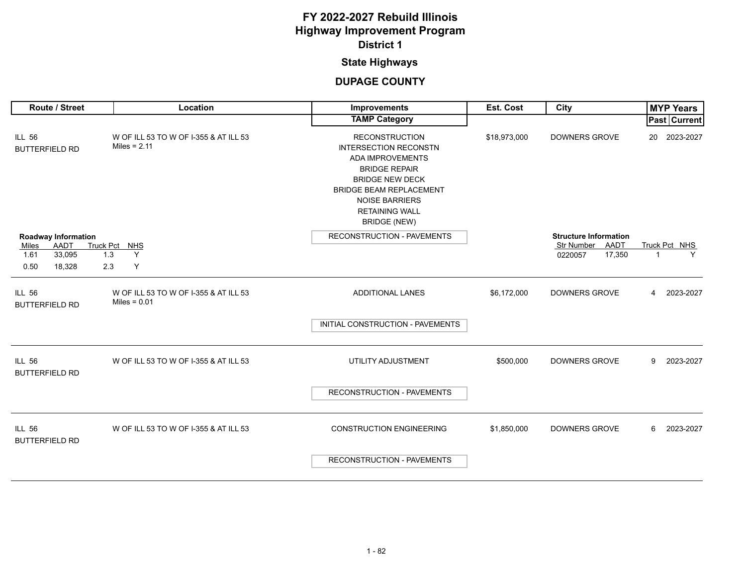# FY 2022-2027 Rebuild Illinois
# Highway Improvement Program
## District 1

### State Highways

### DUPAGE COUNTY

| Route / Street | Location | Improvements / TAMP Category | Est. Cost | City | MYP Years Past | MYP Years Current |
|---|---|---|---|---|---|---|
| ILL 56 BUTTERFIELD RD | W OF ILL 53 TO W OF I-355 & AT ILL 53 Miles = 2.11 | RECONSTRUCTION<br>INTERSECTION RECONSTN<br>ADA IMPROVEMENTS<br>BRIDGE REPAIR<br>BRIDGE NEW DECK<br>BRIDGE BEAM REPLACEMENT<br>NOISE BARRIERS<br>RETAINING WALL<br>BRIDGE (NEW)<br>**TAMP:** RECONSTRUCTION - PAVEMENTS | $18,973,000 | DOWNERS GROVE | 20 | 2023-2027 |

**Roadway Information**

| Miles | AADT | Truck Pct | NHS |
|---|---|---|---|
| 1.61 | 33,095 | 1.3 | Y |
| 0.50 | 18,328 | 2.3 | Y |

**Structure Information**

| Str Number | AADT | Truck Pct | NHS |
|---|---|---|---|
| 0220057 | 17,350 | 1 | Y |

| Route / Street | Location | Improvements / TAMP Category | Est. Cost | City | MYP Years Past | MYP Years Current |
|---|---|---|---|---|---|---|
| ILL 56 BUTTERFIELD RD | W OF ILL 53 TO W OF I-355 & AT ILL 53 Miles = 0.01 | ADDITIONAL LANES<br>**TAMP:** INITIAL CONSTRUCTION - PAVEMENTS | $6,172,000 | DOWNERS GROVE | 4 | 2023-2027 |
| ILL 56 BUTTERFIELD RD | W OF ILL 53 TO W OF I-355 & AT ILL 53 | UTILITY ADJUSTMENT<br>**TAMP:** RECONSTRUCTION - PAVEMENTS | $500,000 | DOWNERS GROVE | 9 | 2023-2027 |
| ILL 56 BUTTERFIELD RD | W OF ILL 53 TO W OF I-355 & AT ILL 53 | CONSTRUCTION ENGINEERING<br>**TAMP:** RECONSTRUCTION - PAVEMENTS | $1,850,000 | DOWNERS GROVE | 6 | 2023-2027 |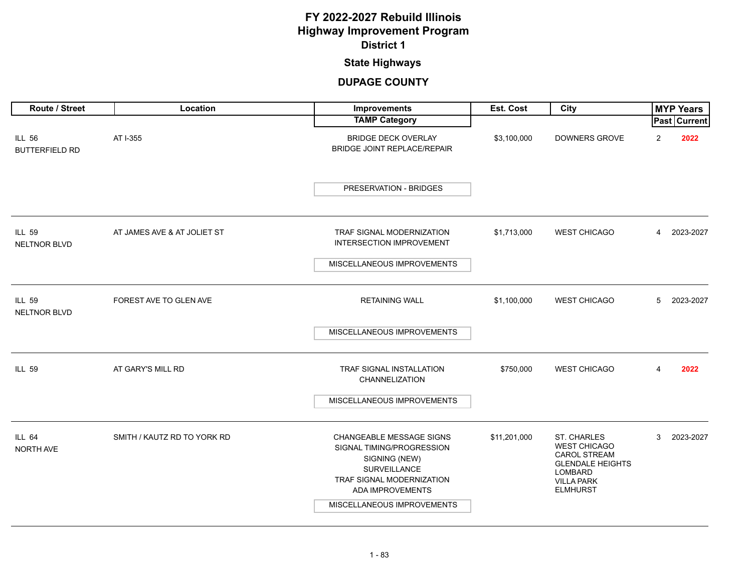# FY 2022-2027 Rebuild Illinois
# Highway Improvement Program
## District 1

### State Highways

### DUPAGE COUNTY

| Route / Street | Location | Improvements / TAMP Category | Est. Cost | City | MYP Years Past | MYP Years Current |
|---|---|---|---|---|---|---|
| ILL 56<br>BUTTERFIELD RD | AT I-355 | BRIDGE DECK OVERLAY<br>BRIDGE JOINT REPLACE/REPAIR<br>PRESERVATION - BRIDGES | $3,100,000 | DOWNERS GROVE | 2 | **2022** |
| ILL 59<br>NELTNOR BLVD | AT JAMES AVE & AT JOLIET ST | TRAF SIGNAL MODERNIZATION<br>INTERSECTION IMPROVEMENT<br>MISCELLANEOUS IMPROVEMENTS | $1,713,000 | WEST CHICAGO | 4 | 2023-2027 |
| ILL 59<br>NELTNOR BLVD | FOREST AVE TO GLEN AVE | RETAINING WALL<br>MISCELLANEOUS IMPROVEMENTS | $1,100,000 | WEST CHICAGO | 5 | 2023-2027 |
| ILL 59 | AT GARY'S MILL RD | TRAF SIGNAL INSTALLATION<br>CHANNELIZATION<br>MISCELLANEOUS IMPROVEMENTS | $750,000 | WEST CHICAGO | 4 | **2022** |
| ILL 64<br>NORTH AVE | SMITH / KAUTZ RD TO YORK RD | CHANGEABLE MESSAGE SIGNS<br>SIGNAL TIMING/PROGRESSION<br>SIGNING (NEW)<br>SURVEILLANCE<br>TRAF SIGNAL MODERNIZATION<br>ADA IMPROVEMENTS<br>MISCELLANEOUS IMPROVEMENTS | $11,201,000 | ST. CHARLES<br>WEST CHICAGO<br>CAROL STREAM<br>GLENDALE HEIGHTS<br>LOMBARD<br>VILLA PARK<br>ELMHURST | 3 | 2023-2027 |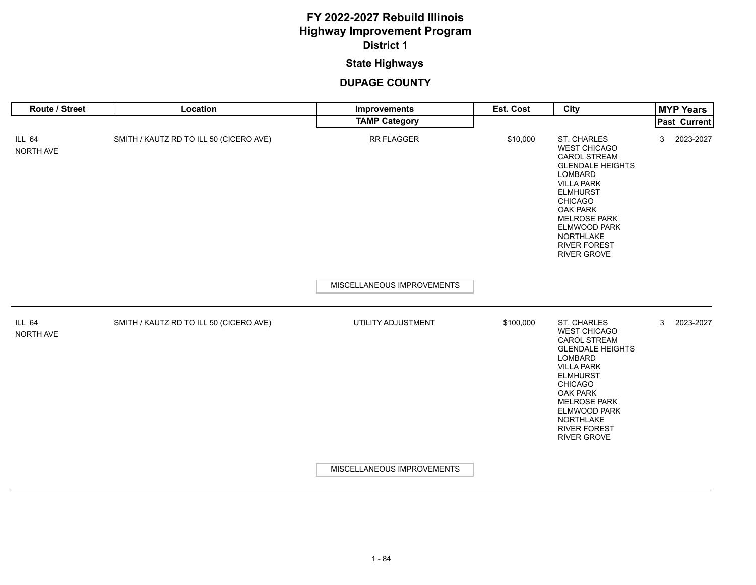# FY 2022-2027 Rebuild Illinois
# Highway Improvement Program
## District 1
### State Highways
### DUPAGE COUNTY

| Route / Street | Location | Improvements / TAMP Category | Est. Cost | City | MYP Years Past | MYP Years Current |
|---|---|---|---|---|---|---|
| ILL 64<br>NORTH AVE | SMITH / KAUTZ RD TO ILL 50 (CICERO AVE) | RR FLAGGER<br>MISCELLANEOUS IMPROVEMENTS | $10,000 | ST. CHARLES<br>WEST CHICAGO<br>CAROL STREAM<br>GLENDALE HEIGHTS<br>LOMBARD<br>VILLA PARK<br>ELMHURST<br>CHICAGO<br>OAK PARK<br>MELROSE PARK<br>ELMWOOD PARK<br>NORTHLAKE<br>RIVER FOREST<br>RIVER GROVE | 3 | 2023-2027 |
| ILL 64<br>NORTH AVE | SMITH / KAUTZ RD TO ILL 50 (CICERO AVE) | UTILITY ADJUSTMENT<br>MISCELLANEOUS IMPROVEMENTS | $100,000 | ST. CHARLES<br>WEST CHICAGO<br>CAROL STREAM<br>GLENDALE HEIGHTS<br>LOMBARD<br>VILLA PARK<br>ELMHURST<br>CHICAGO<br>OAK PARK<br>MELROSE PARK<br>ELMWOOD PARK<br>NORTHLAKE<br>RIVER FOREST<br>RIVER GROVE | 3 | 2023-2027 |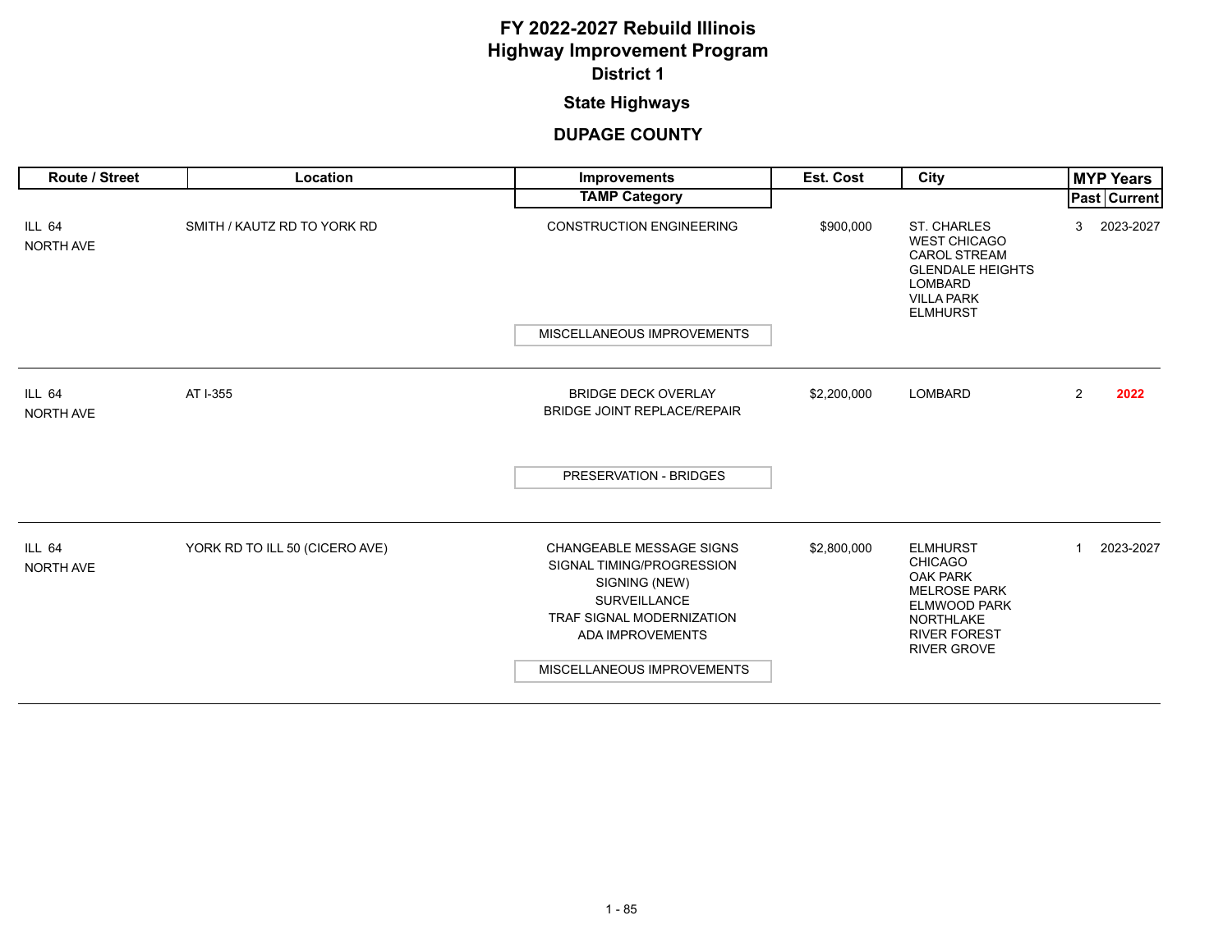# FY 2022-2027 Rebuild Illinois
# Highway Improvement Program
## District 1

### State Highways

### DUPAGE COUNTY

| Route / Street | Location | Improvements / TAMP Category | Est. Cost | City | MYP Years Past | MYP Years Current |
|---|---|---|---|---|---|---|
| ILL 64<br>NORTH AVE | SMITH / KAUTZ RD TO YORK RD | CONSTRUCTION ENGINEERING<br><br>MISCELLANEOUS IMPROVEMENTS | $900,000 | ST. CHARLES<br>WEST CHICAGO<br>CAROL STREAM<br>GLENDALE HEIGHTS<br>LOMBARD<br>VILLA PARK<br>ELMHURST | 3 | 2023-2027 |
| ILL 64<br>NORTH AVE | AT I-355 | BRIDGE DECK OVERLAY<br>BRIDGE JOINT REPLACE/REPAIR<br><br>PRESERVATION - BRIDGES | $2,200,000 | LOMBARD | 2 | **2022** |
| ILL 64<br>NORTH AVE | YORK RD TO ILL 50 (CICERO AVE) | CHANGEABLE MESSAGE SIGNS<br>SIGNAL TIMING/PROGRESSION<br>SIGNING (NEW)<br>SURVEILLANCE<br>TRAF SIGNAL MODERNIZATION<br>ADA IMPROVEMENTS<br><br>MISCELLANEOUS IMPROVEMENTS | $2,800,000 | ELMHURST<br>CHICAGO<br>OAK PARK<br>MELROSE PARK<br>ELMWOOD PARK<br>NORTHLAKE<br>RIVER FOREST<br>RIVER GROVE | 1 | 2023-2027 |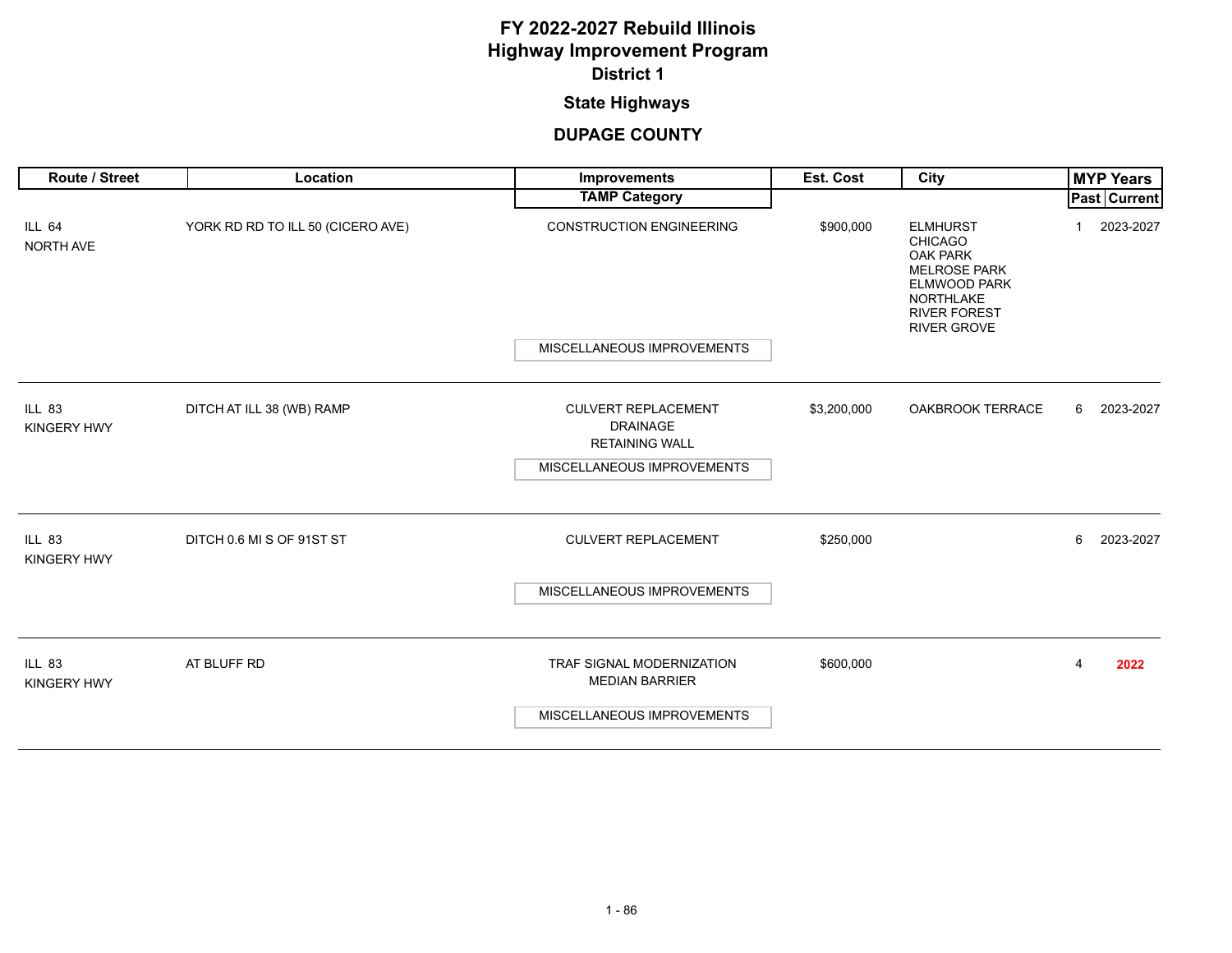# FY 2022-2027 Rebuild Illinois
# Highway Improvement Program
## District 1
### State Highways
### DUPAGE COUNTY

| Route / Street | Location | Improvements / TAMP Category | Est. Cost | City | MYP Years Past | MYP Years Current |
|---|---|---|---|---|---|---|
| ILL 64 NORTH AVE | YORK RD RD TO ILL 50 (CICERO AVE) | CONSTRUCTION ENGINEERING<br>MISCELLANEOUS IMPROVEMENTS | $900,000 | ELMHURST<br>CHICAGO<br>OAK PARK<br>MELROSE PARK<br>ELMWOOD PARK<br>NORTHLAKE<br>RIVER FOREST<br>RIVER GROVE | 1 | 2023-2027 |
| ILL 83 KINGERY HWY | DITCH AT ILL 38 (WB) RAMP | CULVERT REPLACEMENT<br>DRAINAGE<br>RETAINING WALL<br>MISCELLANEOUS IMPROVEMENTS | $3,200,000 | OAKBROOK TERRACE | 6 | 2023-2027 |
| ILL 83 KINGERY HWY | DITCH 0.6 MI S OF 91ST ST | CULVERT REPLACEMENT<br>MISCELLANEOUS IMPROVEMENTS | $250,000 | | 6 | 2023-2027 |
| ILL 83 KINGERY HWY | AT BLUFF RD | TRAF SIGNAL MODERNIZATION<br>MEDIAN BARRIER<br>MISCELLANEOUS IMPROVEMENTS | $600,000 | | 4 | **2022** |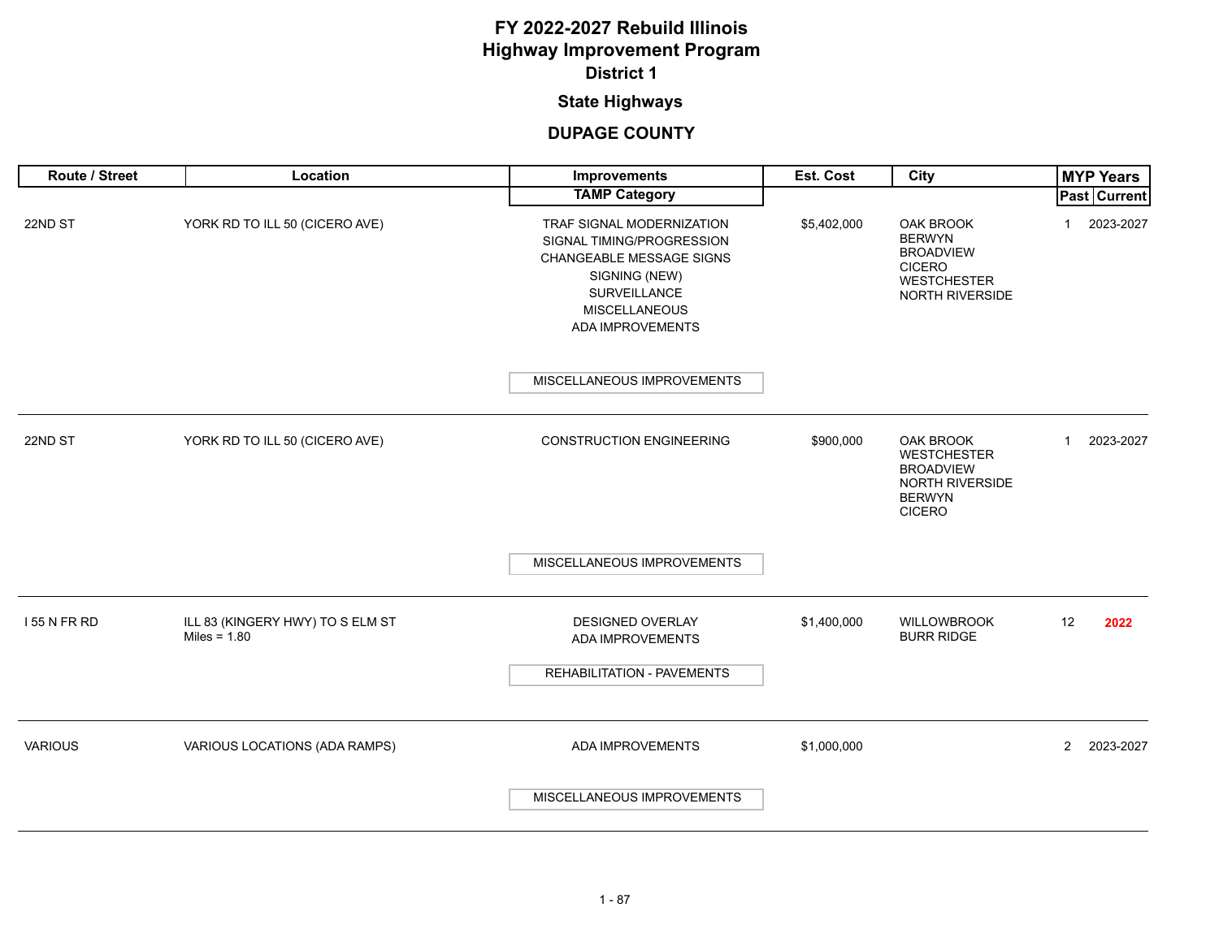# FY 2022-2027 Rebuild Illinois
# Highway Improvement Program
## District 1
### State Highways
### DUPAGE COUNTY

| Route / Street | Location | Improvements / TAMP Category | Est. Cost | City | MYP Years Past | MYP Years Current |
|---|---|---|---|---|---|---|
| 22ND ST | YORK RD TO ILL 50 (CICERO AVE) | TRAF SIGNAL MODERNIZATION<br>SIGNAL TIMING/PROGRESSION<br>CHANGEABLE MESSAGE SIGNS<br>SIGNING (NEW)<br>SURVEILLANCE<br>MISCELLANEOUS<br>ADA IMPROVEMENTS<br><br>MISCELLANEOUS IMPROVEMENTS | $5,402,000 | OAK BROOK<br>BERWYN<br>BROADVIEW<br>CICERO<br>WESTCHESTER<br>NORTH RIVERSIDE | 1 | 2023-2027 |
| 22ND ST | YORK RD TO ILL 50 (CICERO AVE) | CONSTRUCTION ENGINEERING<br><br>MISCELLANEOUS IMPROVEMENTS | $900,000 | OAK BROOK<br>WESTCHESTER<br>BROADVIEW<br>NORTH RIVERSIDE<br>BERWYN<br>CICERO | 1 | 2023-2027 |
| I 55 N FR RD | ILL 83 (KINGERY HWY) TO S ELM ST<br>Miles = 1.80 | DESIGNED OVERLAY<br>ADA IMPROVEMENTS<br><br>REHABILITATION - PAVEMENTS | $1,400,000 | WILLOWBROOK<br>BURR RIDGE | 12 | **2022** |
| VARIOUS | VARIOUS LOCATIONS (ADA RAMPS) | ADA IMPROVEMENTS<br><br>MISCELLANEOUS IMPROVEMENTS | $1,000,000 | | 2 | 2023-2027 |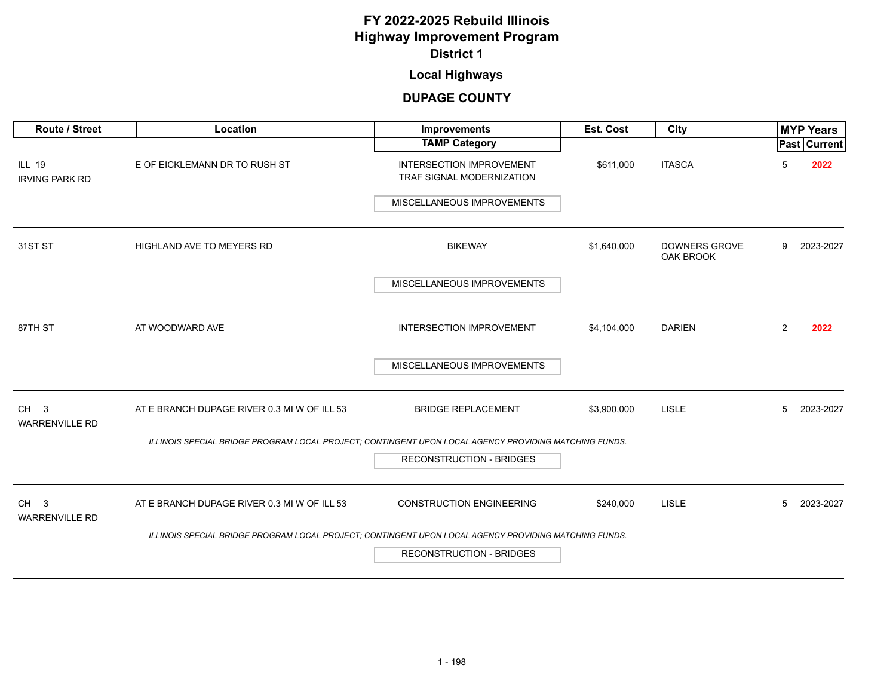# FY 2022-2025 Rebuild Illinois
# Highway Improvement Program
## District 1

### Local Highways

### DUPAGE COUNTY

| Route / Street | Location | Improvements / TAMP Category | Est. Cost | City | MYP Years Past | MYP Years Current |
|---|---|---|---|---|---|---|
| ILL 19 IRVING PARK RD | E OF EICKLEMANN DR TO RUSH ST | INTERSECTION IMPROVEMENT TRAF SIGNAL MODERNIZATION / MISCELLANEOUS IMPROVEMENTS | $611,000 | ITASCA | 5 | **2022** |
| 31ST ST | HIGHLAND AVE TO MEYERS RD | BIKEWAY / MISCELLANEOUS IMPROVEMENTS | $1,640,000 | DOWNERS GROVE OAK BROOK | 9 | 2023-2027 |
| 87TH ST | AT WOODWARD AVE | INTERSECTION IMPROVEMENT / MISCELLANEOUS IMPROVEMENTS | $4,104,000 | DARIEN | 2 | **2022** |
| CH 3 WARRENVILLE RD | AT E BRANCH DUPAGE RIVER 0.3 MI W OF ILL 53 | BRIDGE REPLACEMENT / RECONSTRUCTION - BRIDGES *ILLINOIS SPECIAL BRIDGE PROGRAM LOCAL PROJECT; CONTINGENT UPON LOCAL AGENCY PROVIDING MATCHING FUNDS.* | $3,900,000 | LISLE | 5 | 2023-2027 |
| CH 3 WARRENVILLE RD | AT E BRANCH DUPAGE RIVER 0.3 MI W OF ILL 53 | CONSTRUCTION ENGINEERING / RECONSTRUCTION - BRIDGES *ILLINOIS SPECIAL BRIDGE PROGRAM LOCAL PROJECT; CONTINGENT UPON LOCAL AGENCY PROVIDING MATCHING FUNDS.* | $240,000 | LISLE | 5 | 2023-2027 |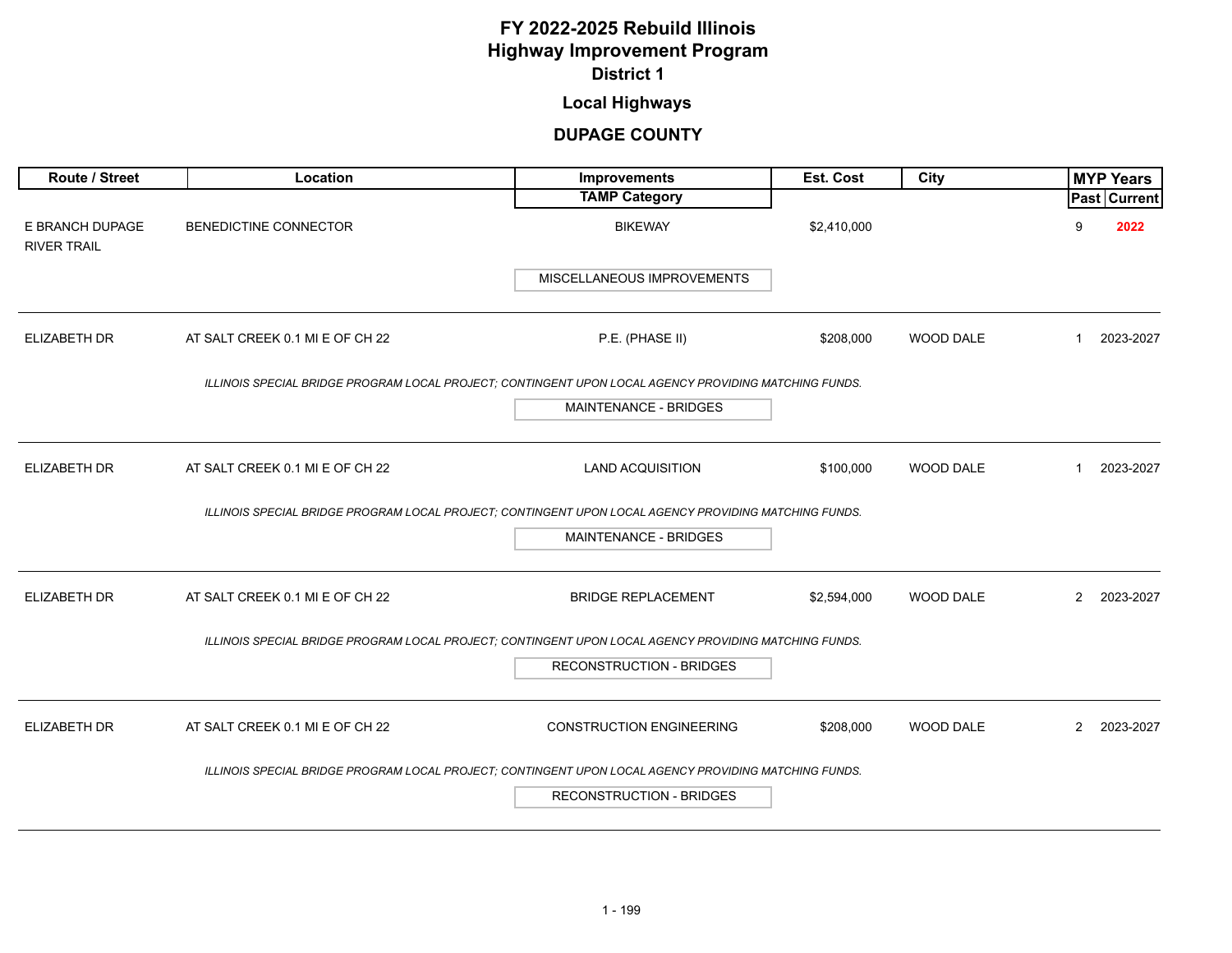# FY 2022-2025 Rebuild Illinois
# Highway Improvement Program
## District 1

### Local Highways

### DUPAGE COUNTY

| Route / Street | Location | Improvements / TAMP Category | Est. Cost | City | MYP Years Past | MYP Years Current |
|---|---|---|---|---|---|---|
| E BRANCH DUPAGE RIVER TRAIL | BENEDICTINE CONNECTOR | BIKEWAY<br>MISCELLANEOUS IMPROVEMENTS | $2,410,000 | | 9 | 2022 |
| ELIZABETH DR | AT SALT CREEK 0.1 MI E OF CH 22 | P.E. (PHASE II)<br>*ILLINOIS SPECIAL BRIDGE PROGRAM LOCAL PROJECT; CONTINGENT UPON LOCAL AGENCY PROVIDING MATCHING FUNDS.*<br>MAINTENANCE - BRIDGES | $208,000 | WOOD DALE | 1 | 2023-2027 |
| ELIZABETH DR | AT SALT CREEK 0.1 MI E OF CH 22 | LAND ACQUISITION<br>*ILLINOIS SPECIAL BRIDGE PROGRAM LOCAL PROJECT; CONTINGENT UPON LOCAL AGENCY PROVIDING MATCHING FUNDS.*<br>MAINTENANCE - BRIDGES | $100,000 | WOOD DALE | 1 | 2023-2027 |
| ELIZABETH DR | AT SALT CREEK 0.1 MI E OF CH 22 | BRIDGE REPLACEMENT<br>*ILLINOIS SPECIAL BRIDGE PROGRAM LOCAL PROJECT; CONTINGENT UPON LOCAL AGENCY PROVIDING MATCHING FUNDS.*<br>RECONSTRUCTION - BRIDGES | $2,594,000 | WOOD DALE | 2 | 2023-2027 |
| ELIZABETH DR | AT SALT CREEK 0.1 MI E OF CH 22 | CONSTRUCTION ENGINEERING<br>*ILLINOIS SPECIAL BRIDGE PROGRAM LOCAL PROJECT; CONTINGENT UPON LOCAL AGENCY PROVIDING MATCHING FUNDS.*<br>RECONSTRUCTION - BRIDGES | $208,000 | WOOD DALE | 2 | 2023-2027 |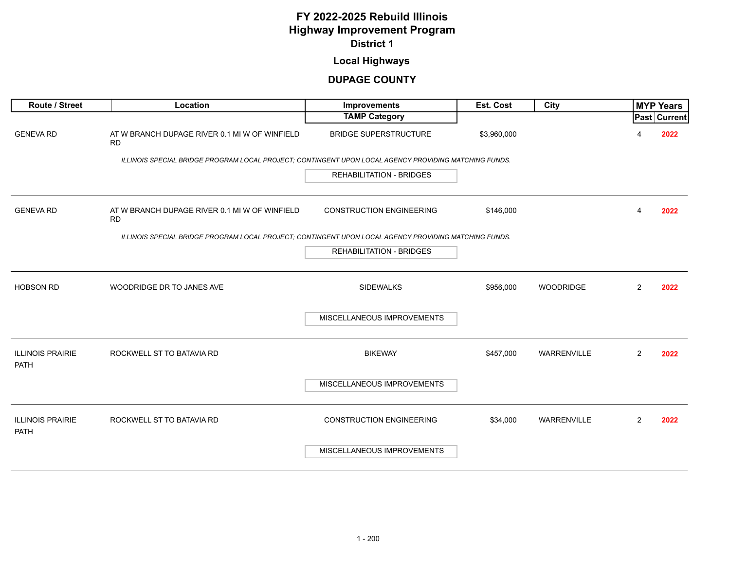# FY 2022-2025 Rebuild Illinois
# Highway Improvement Program
## District 1
### Local Highways
### DUPAGE COUNTY

| Route / Street | Location | Improvements / TAMP Category | Est. Cost | City | MYP Years Past | MYP Years Current |
|---|---|---|---|---|---|---|
| GENEVA RD | AT W BRANCH DUPAGE RIVER 0.1 MI W OF WINFIELD RD | BRIDGE SUPERSTRUCTURE | $3,960,000 | | 4 | 2022 |
| | *ILLINOIS SPECIAL BRIDGE PROGRAM LOCAL PROJECT; CONTINGENT UPON LOCAL AGENCY PROVIDING MATCHING FUNDS.* | REHABILITATION - BRIDGES | | | | |
| GENEVA RD | AT W BRANCH DUPAGE RIVER 0.1 MI W OF WINFIELD RD | CONSTRUCTION ENGINEERING | $146,000 | | 4 | 2022 |
| | *ILLINOIS SPECIAL BRIDGE PROGRAM LOCAL PROJECT; CONTINGENT UPON LOCAL AGENCY PROVIDING MATCHING FUNDS.* | REHABILITATION - BRIDGES | | | | |
| HOBSON RD | WOODRIDGE DR TO JANES AVE | SIDEWALKS | $956,000 | WOODRIDGE | 2 | 2022 |
| | | MISCELLANEOUS IMPROVEMENTS | | | | |
| ILLINOIS PRAIRIE PATH | ROCKWELL ST TO BATAVIA RD | BIKEWAY | $457,000 | WARRENVILLE | 2 | 2022 |
| | | MISCELLANEOUS IMPROVEMENTS | | | | |
| ILLINOIS PRAIRIE PATH | ROCKWELL ST TO BATAVIA RD | CONSTRUCTION ENGINEERING | $34,000 | WARRENVILLE | 2 | 2022 |
| | | MISCELLANEOUS IMPROVEMENTS | | | | |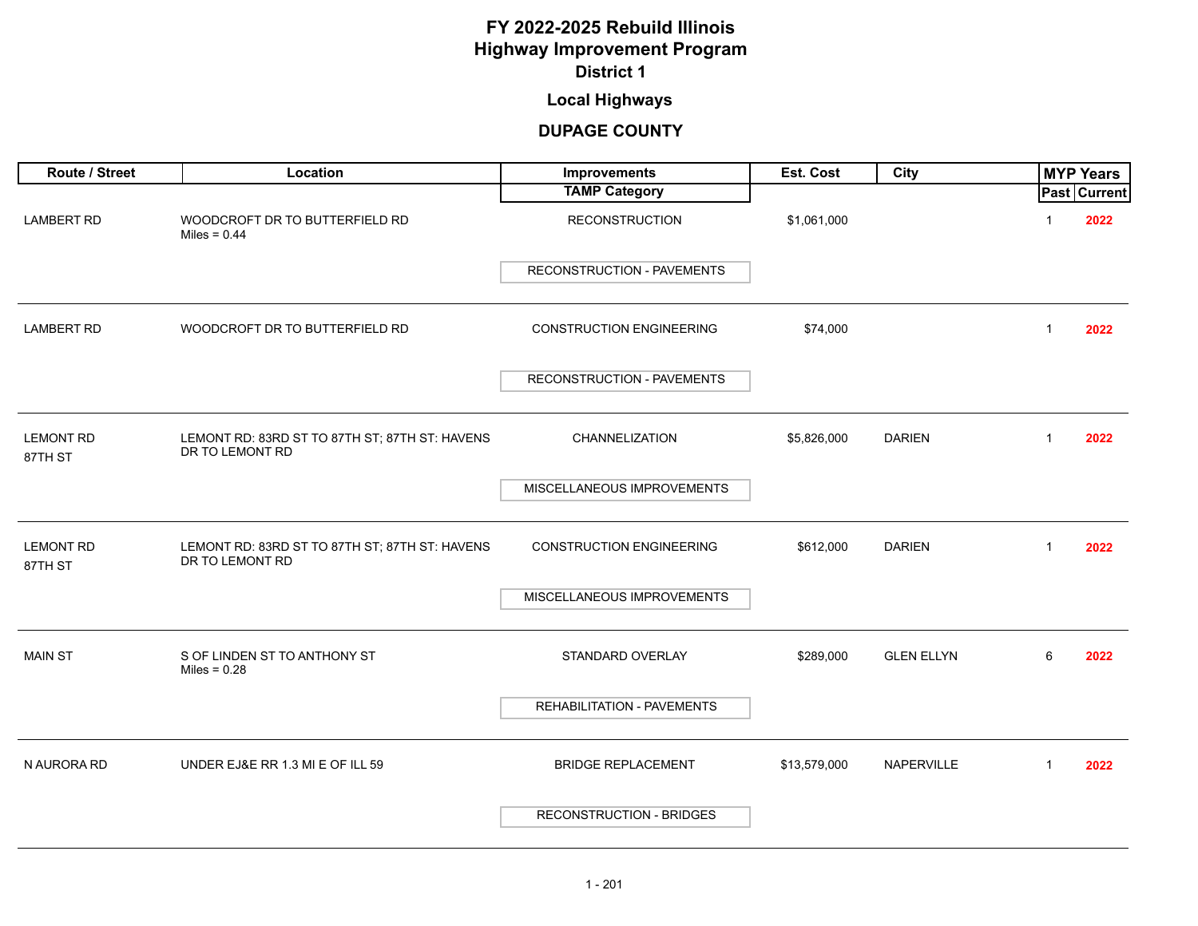# FY 2022-2025 Rebuild Illinois
# Highway Improvement Program
## District 1
## Local Highways
## DUPAGE COUNTY

| Route / Street | Location | Improvements / TAMP Category | Est. Cost | City | MYP Years Past | MYP Years Current |
|---|---|---|---|---|---|---|
| LAMBERT RD | WOODCROFT DR TO BUTTERFIELD RD<br>Miles = 0.44 | RECONSTRUCTION<br>RECONSTRUCTION - PAVEMENTS | $1,061,000 | | 1 | 2022 |
| LAMBERT RD | WOODCROFT DR TO BUTTERFIELD RD | CONSTRUCTION ENGINEERING<br>RECONSTRUCTION - PAVEMENTS | $74,000 | | 1 | 2022 |
| LEMONT RD<br>87TH ST | LEMONT RD: 83RD ST TO 87TH ST; 87TH ST: HAVENS DR TO LEMONT RD | CHANNELIZATION<br>MISCELLANEOUS IMPROVEMENTS | $5,826,000 | DARIEN | 1 | 2022 |
| LEMONT RD<br>87TH ST | LEMONT RD: 83RD ST TO 87TH ST; 87TH ST: HAVENS DR TO LEMONT RD | CONSTRUCTION ENGINEERING<br>MISCELLANEOUS IMPROVEMENTS | $612,000 | DARIEN | 1 | 2022 |
| MAIN ST | S OF LINDEN ST TO ANTHONY ST<br>Miles = 0.28 | STANDARD OVERLAY<br>REHABILITATION - PAVEMENTS | $289,000 | GLEN ELLYN | 6 | 2022 |
| N AURORA RD | UNDER EJ&E RR 1.3 MI E OF ILL 59 | BRIDGE REPLACEMENT<br>RECONSTRUCTION - BRIDGES | $13,579,000 | NAPERVILLE | 1 | 2022 |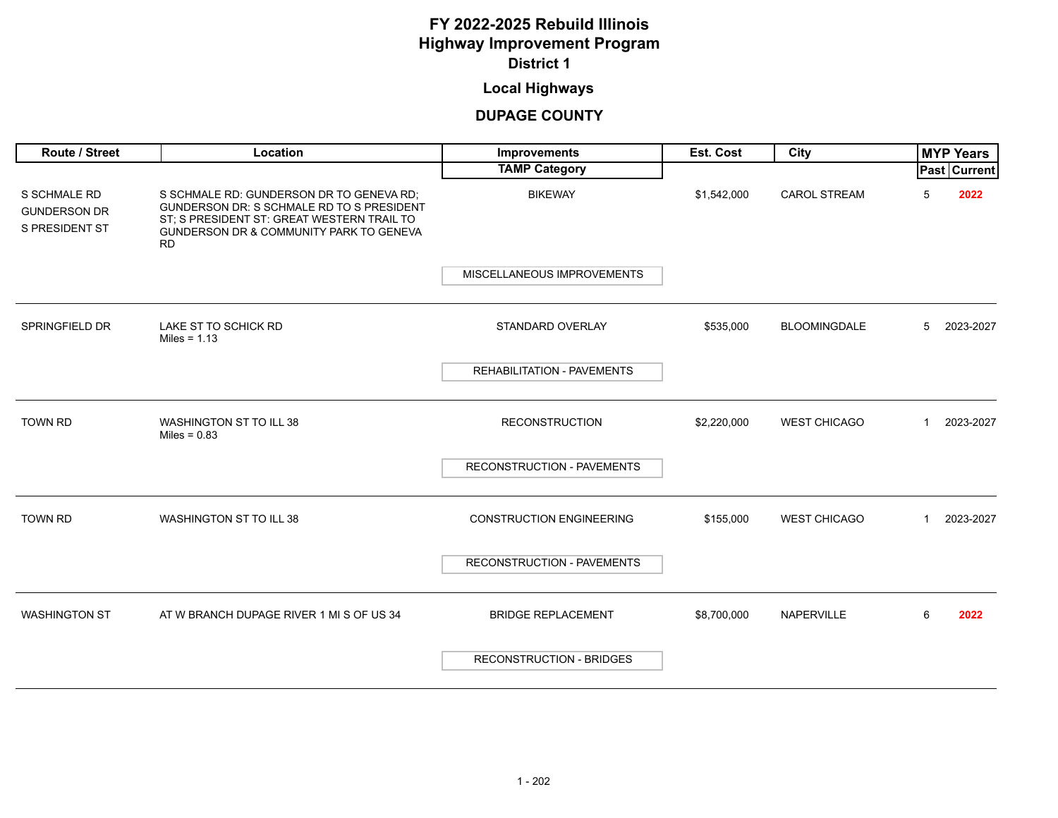# FY 2022-2025 Rebuild Illinois
# Highway Improvement Program
## District 1

## Local Highways

## DUPAGE COUNTY

| Route / Street | Location | Improvements / TAMP Category | Est. Cost | City | MYP Years Past | MYP Years Current |
|---|---|---|---|---|---|---|
| S SCHMALE RD<br>GUNDERSON DR<br>S PRESIDENT ST | S SCHMALE RD: GUNDERSON DR TO GENEVA RD; GUNDERSON DR: S SCHMALE RD TO S PRESIDENT ST; S PRESIDENT ST: GREAT WESTERN TRAIL TO GUNDERSON DR & COMMUNITY PARK TO GENEVA RD | BIKEWAY<br>MISCELLANEOUS IMPROVEMENTS | $1,542,000 | CAROL STREAM | 5 | 2022 |
| SPRINGFIELD DR | LAKE ST TO SCHICK RD<br>Miles = 1.13 | STANDARD OVERLAY<br>REHABILITATION - PAVEMENTS | $535,000 | BLOOMINGDALE | 5 | 2023-2027 |
| TOWN RD | WASHINGTON ST TO ILL 38<br>Miles = 0.83 | RECONSTRUCTION<br>RECONSTRUCTION - PAVEMENTS | $2,220,000 | WEST CHICAGO | 1 | 2023-2027 |
| TOWN RD | WASHINGTON ST TO ILL 38 | CONSTRUCTION ENGINEERING<br>RECONSTRUCTION - PAVEMENTS | $155,000 | WEST CHICAGO | 1 | 2023-2027 |
| WASHINGTON ST | AT W BRANCH DUPAGE RIVER 1 MI S OF US 34 | BRIDGE REPLACEMENT<br>RECONSTRUCTION - BRIDGES | $8,700,000 | NAPERVILLE | 6 | 2022 |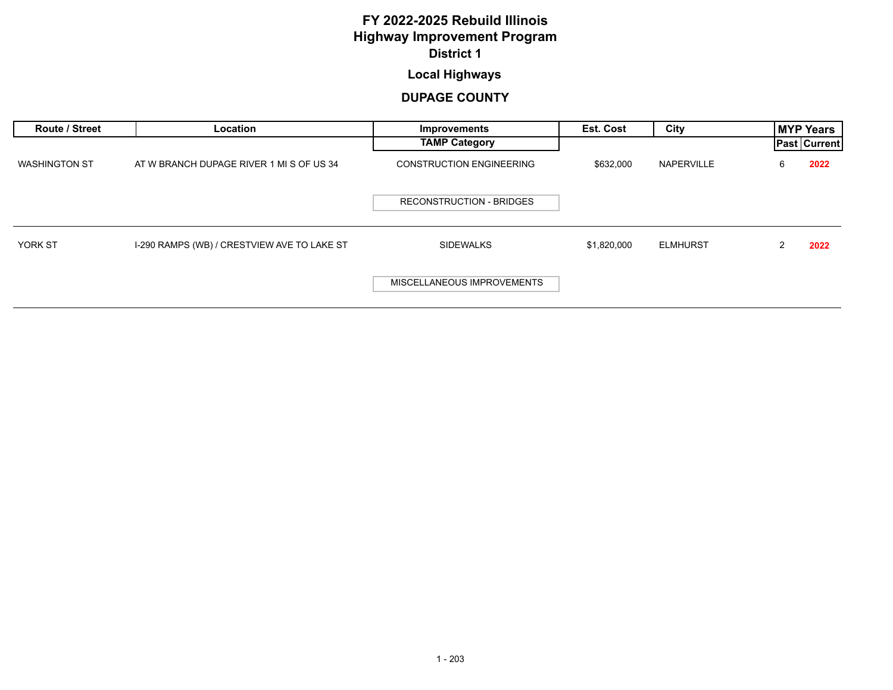# FY 2022-2025 Rebuild Illinois
# Highway Improvement Program
## District 1

### Local Highways

### DUPAGE COUNTY

| Route / Street | Location | Improvements / TAMP Category | Est. Cost | City | MYP Years Past | MYP Years Current |
|---|---|---|---|---|---|---|
| WASHINGTON ST | AT W BRANCH DUPAGE RIVER 1 MI S OF US 34 | CONSTRUCTION ENGINEERING<br>RECONSTRUCTION - BRIDGES | $632,000 | NAPERVILLE | 6 | 2022 |
| YORK ST | I-290 RAMPS (WB) / CRESTVIEW AVE TO LAKE ST | SIDEWALKS<br>MISCELLANEOUS IMPROVEMENTS | $1,820,000 | ELMHURST | 2 | 2022 |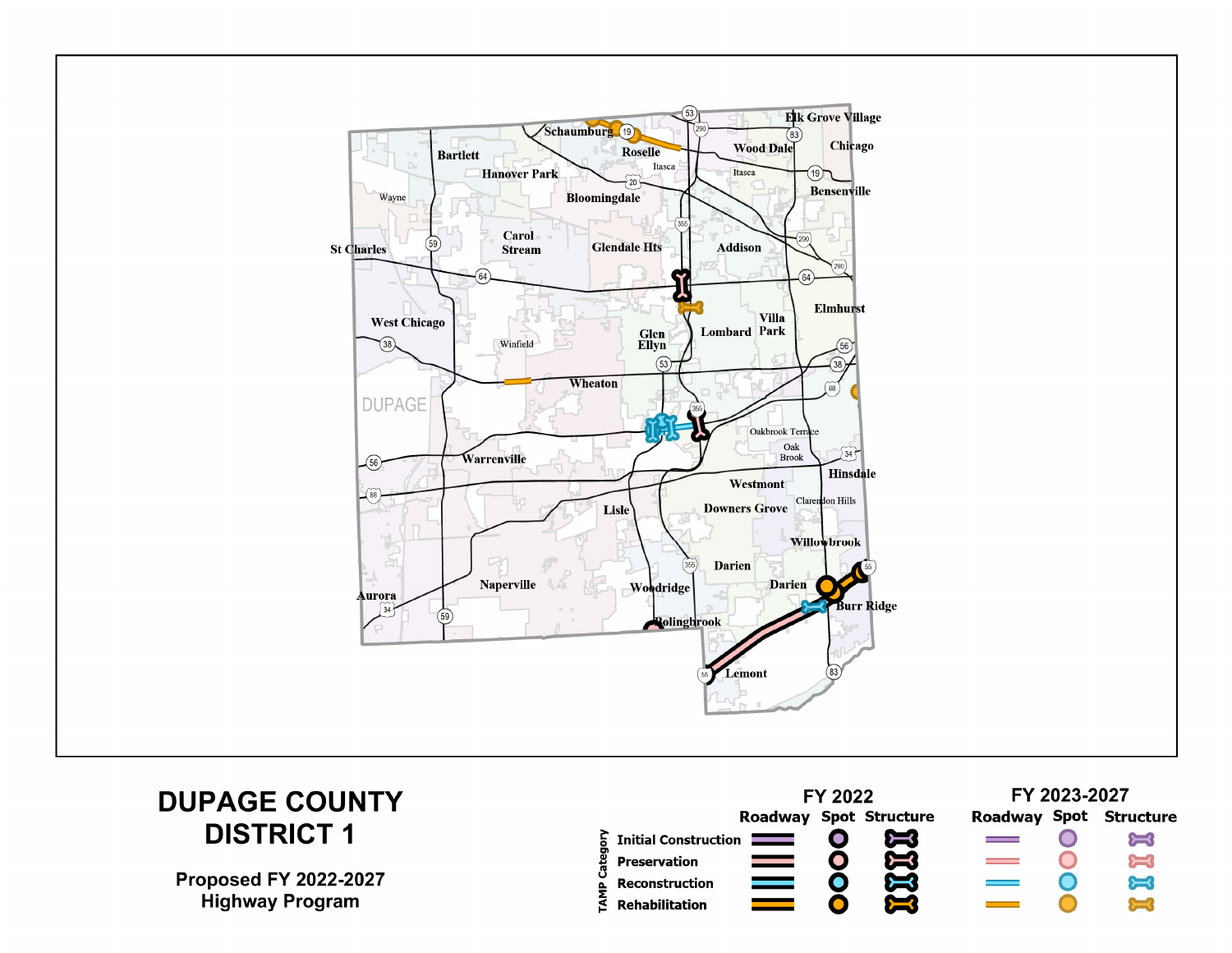# DUPAGE COUNTY
# DISTRICT 1

**Proposed FY 2022-2027**
**Highway Program**

Schaumburg
Elk Grove Village
Roselle
Wood Dale
Chicago
Bartlett
Itasca
Itasca
Hanover Park
Bensenville
Wayne
Bloomingdale
Carol Stream
Glendale Hts
Addison
St Charles
West Chicago
Villa Park
Elmhurst
Winfield
Glen Ellyn
Lombard
Wheaton
DUPAGE
Oakbrook Terrace
Oak Brook
Warrenville
Hinsdale
Westmont
Clarendon Hills
Lisle
Downers Grove
Willowbrook
Darien
Darien
Naperville
Woodridge
Burr Ridge
Aurora
Bolingbrook
Lemont

53
290
19
83
20
19
355
290
59
290
64
64
56
38
38
53
88
355
56
34
88
355
55
34
59
55
83

TAMP Category

| | FY 2022 Roadway | FY 2022 Spot | FY 2022 Structure | FY 2023-2027 Roadway | FY 2023-2027 Spot | FY 2023-2027 Structure |
|---|---|---|---|---|---|---|
| Initial Construction | | | | | | |
| Preservation | | | | | | |
| Reconstruction | | | | | | |
| Rehabilitation | | | | | | |